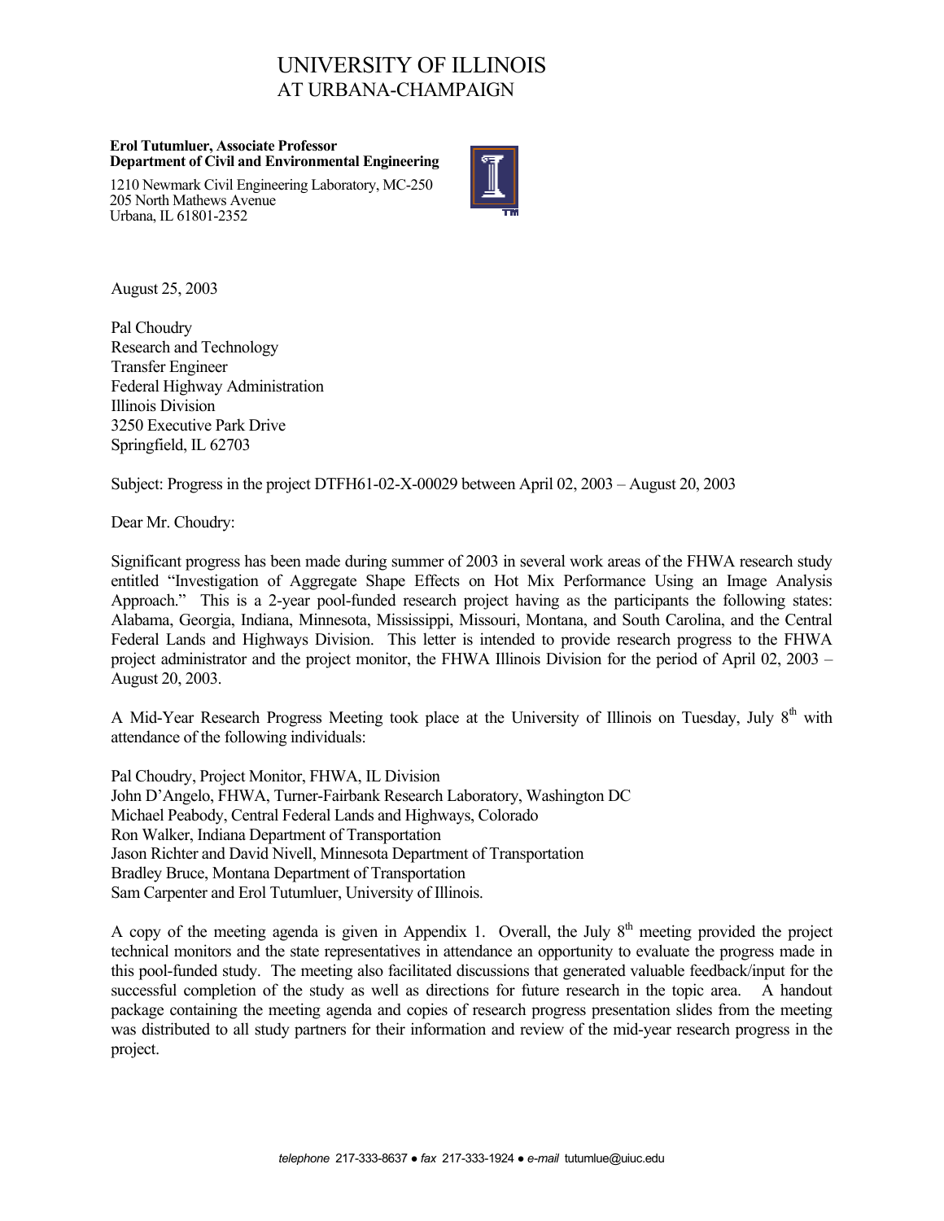# UNIVERSITY OF ILLINOIS
## AT URBANA-CHAMPAIGN

**Erol Tutumluer, Associate Professor**
**Department of Civil and Environmental Engineering**

1210 Newmark Civil Engineering Laboratory, MC-250
205 North Mathews Avenue
Urbana, IL 61801-2352

August 25, 2003

Pal Choudry
Research and Technology
Transfer Engineer
Federal Highway Administration
Illinois Division
3250 Executive Park Drive
Springfield, IL 62703

Subject: Progress in the project DTFH61-02-X-00029 between April 02, 2003 – August 20, 2003

Dear Mr. Choudry:

Significant progress has been made during summer of 2003 in several work areas of the FHWA research study entitled "Investigation of Aggregate Shape Effects on Hot Mix Performance Using an Image Analysis Approach." This is a 2-year pool-funded research project having as the participants the following states: Alabama, Georgia, Indiana, Minnesota, Mississippi, Missouri, Montana, and South Carolina, and the Central Federal Lands and Highways Division. This letter is intended to provide research progress to the FHWA project administrator and the project monitor, the FHWA Illinois Division for the period of April 02, 2003 – August 20, 2003.

A Mid-Year Research Progress Meeting took place at the University of Illinois on Tuesday, July 8th with attendance of the following individuals:

Pal Choudry, Project Monitor, FHWA, IL Division
John D'Angelo, FHWA, Turner-Fairbank Research Laboratory, Washington DC
Michael Peabody, Central Federal Lands and Highways, Colorado
Ron Walker, Indiana Department of Transportation
Jason Richter and David Nivell, Minnesota Department of Transportation
Bradley Bruce, Montana Department of Transportation
Sam Carpenter and Erol Tutumluer, University of Illinois.

A copy of the meeting agenda is given in Appendix 1. Overall, the July 8th meeting provided the project technical monitors and the state representatives in attendance an opportunity to evaluate the progress made in this pool-funded study. The meeting also facilitated discussions that generated valuable feedback/input for the successful completion of the study as well as directions for future research in the topic area. A handout package containing the meeting agenda and copies of research progress presentation slides from the meeting was distributed to all study partners for their information and review of the mid-year research progress in the project.

*telephone* 217-333-8637 ● *fax* 217-333-1924 ● *e-mail* tutumlue@uiuc.edu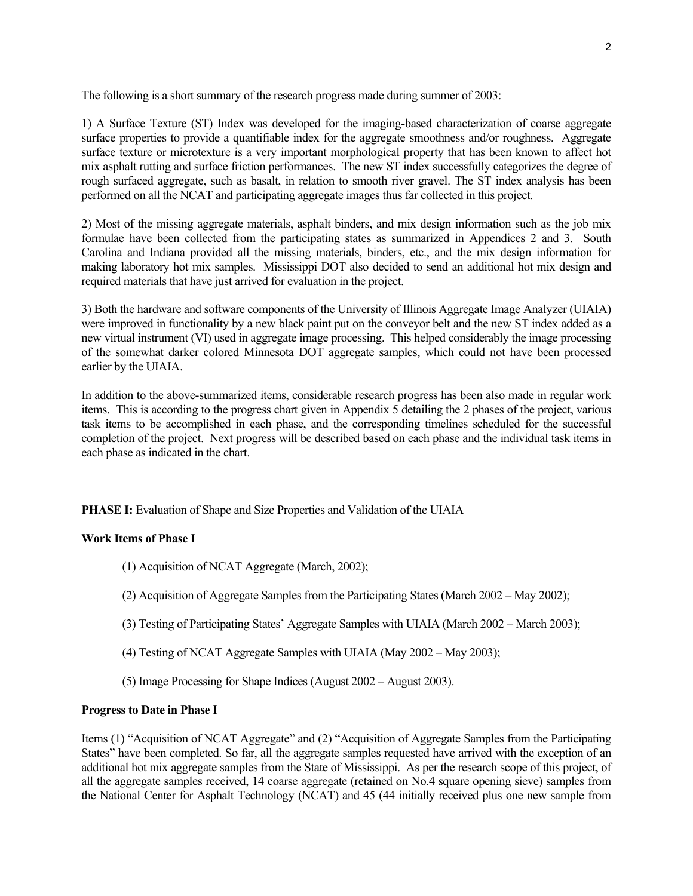The following is a short summary of the research progress made during summer of 2003:

1) A Surface Texture (ST) Index was developed for the imaging-based characterization of coarse aggregate surface properties to provide a quantifiable index for the aggregate smoothness and/or roughness. Aggregate surface texture or microtexture is a very important morphological property that has been known to affect hot mix asphalt rutting and surface friction performances. The new ST index successfully categorizes the degree of rough surfaced aggregate, such as basalt, in relation to smooth river gravel. The ST index analysis has been performed on all the NCAT and participating aggregate images thus far collected in this project.

2) Most of the missing aggregate materials, asphalt binders, and mix design information such as the job mix formulae have been collected from the participating states as summarized in Appendices 2 and 3. South Carolina and Indiana provided all the missing materials, binders, etc., and the mix design information for making laboratory hot mix samples. Mississippi DOT also decided to send an additional hot mix design and required materials that have just arrived for evaluation in the project.

3) Both the hardware and software components of the University of Illinois Aggregate Image Analyzer (UIAIA) were improved in functionality by a new black paint put on the conveyor belt and the new ST index added as a new virtual instrument (VI) used in aggregate image processing. This helped considerably the image processing of the somewhat darker colored Minnesota DOT aggregate samples, which could not have been processed earlier by the UIAIA.

In addition to the above-summarized items, considerable research progress has been also made in regular work items. This is according to the progress chart given in Appendix 5 detailing the 2 phases of the project, various task items to be accomplished in each phase, and the corresponding timelines scheduled for the successful completion of the project. Next progress will be described based on each phase and the individual task items in each phase as indicated in the chart.

**PHASE I:** Evaluation of Shape and Size Properties and Validation of the UIAIA

**Work Items of Phase I**

(1) Acquisition of NCAT Aggregate (March, 2002);

(2) Acquisition of Aggregate Samples from the Participating States (March 2002 – May 2002);

(3) Testing of Participating States' Aggregate Samples with UIAIA (March 2002 – March 2003);

(4) Testing of NCAT Aggregate Samples with UIAIA (May 2002 – May 2003);

(5) Image Processing for Shape Indices (August 2002 – August 2003).

**Progress to Date in Phase I**

Items (1) "Acquisition of NCAT Aggregate" and (2) "Acquisition of Aggregate Samples from the Participating States" have been completed. So far, all the aggregate samples requested have arrived with the exception of an additional hot mix aggregate samples from the State of Mississippi. As per the research scope of this project, of all the aggregate samples received, 14 coarse aggregate (retained on No.4 square opening sieve) samples from the National Center for Asphalt Technology (NCAT) and 45 (44 initially received plus one new sample from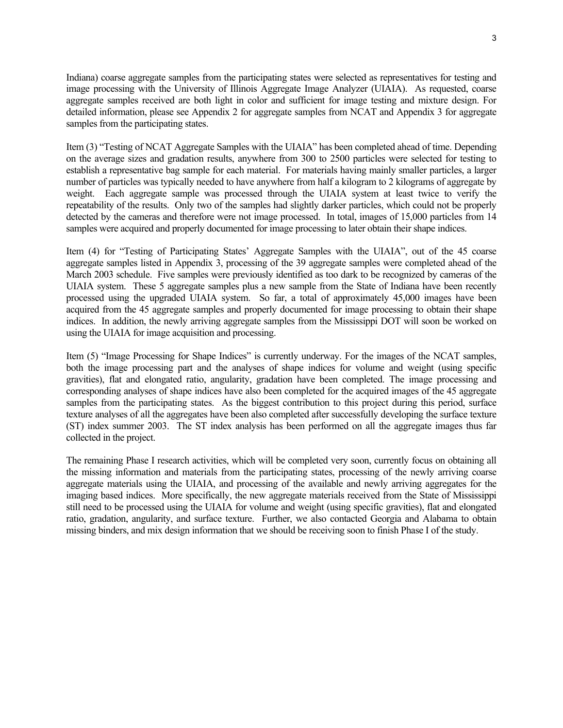Indiana) coarse aggregate samples from the participating states were selected as representatives for testing and image processing with the University of Illinois Aggregate Image Analyzer (UIAIA). As requested, coarse aggregate samples received are both light in color and sufficient for image testing and mixture design. For detailed information, please see Appendix 2 for aggregate samples from NCAT and Appendix 3 for aggregate samples from the participating states.

Item (3) "Testing of NCAT Aggregate Samples with the UIAIA" has been completed ahead of time. Depending on the average sizes and gradation results, anywhere from 300 to 2500 particles were selected for testing to establish a representative bag sample for each material. For materials having mainly smaller particles, a larger number of particles was typically needed to have anywhere from half a kilogram to 2 kilograms of aggregate by weight. Each aggregate sample was processed through the UIAIA system at least twice to verify the repeatability of the results. Only two of the samples had slightly darker particles, which could not be properly detected by the cameras and therefore were not image processed. In total, images of 15,000 particles from 14 samples were acquired and properly documented for image processing to later obtain their shape indices.

Item (4) for "Testing of Participating States' Aggregate Samples with the UIAIA", out of the 45 coarse aggregate samples listed in Appendix 3, processing of the 39 aggregate samples were completed ahead of the March 2003 schedule. Five samples were previously identified as too dark to be recognized by cameras of the UIAIA system. These 5 aggregate samples plus a new sample from the State of Indiana have been recently processed using the upgraded UIAIA system. So far, a total of approximately 45,000 images have been acquired from the 45 aggregate samples and properly documented for image processing to obtain their shape indices. In addition, the newly arriving aggregate samples from the Mississippi DOT will soon be worked on using the UIAIA for image acquisition and processing.

Item (5) "Image Processing for Shape Indices" is currently underway. For the images of the NCAT samples, both the image processing part and the analyses of shape indices for volume and weight (using specific gravities), flat and elongated ratio, angularity, gradation have been completed. The image processing and corresponding analyses of shape indices have also been completed for the acquired images of the 45 aggregate samples from the participating states. As the biggest contribution to this project during this period, surface texture analyses of all the aggregates have been also completed after successfully developing the surface texture (ST) index summer 2003. The ST index analysis has been performed on all the aggregate images thus far collected in the project.

The remaining Phase I research activities, which will be completed very soon, currently focus on obtaining all the missing information and materials from the participating states, processing of the newly arriving coarse aggregate materials using the UIAIA, and processing of the available and newly arriving aggregates for the imaging based indices. More specifically, the new aggregate materials received from the State of Mississippi still need to be processed using the UIAIA for volume and weight (using specific gravities), flat and elongated ratio, gradation, angularity, and surface texture. Further, we also contacted Georgia and Alabama to obtain missing binders, and mix design information that we should be receiving soon to finish Phase I of the study.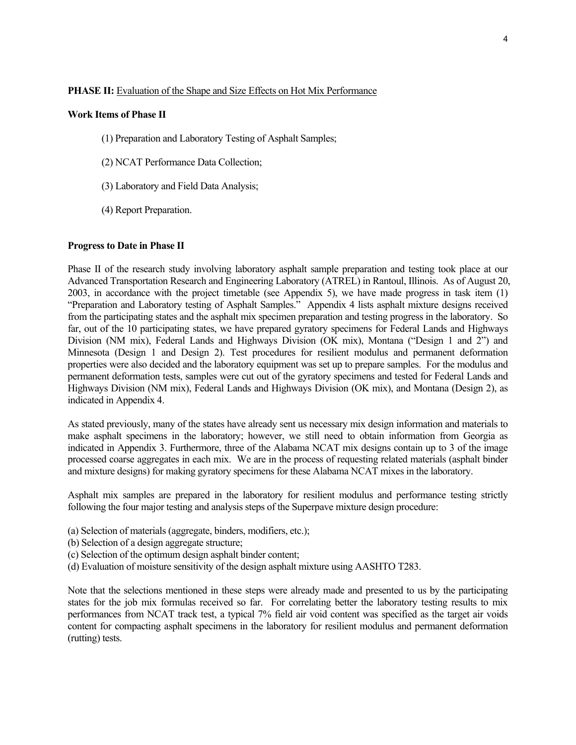**PHASE II:** Evaluation of the Shape and Size Effects on Hot Mix Performance

**Work Items of Phase II**

(1) Preparation and Laboratory Testing of Asphalt Samples;

(2) NCAT Performance Data Collection;

(3) Laboratory and Field Data Analysis;

(4) Report Preparation.

**Progress to Date in Phase II**

Phase II of the research study involving laboratory asphalt sample preparation and testing took place at our Advanced Transportation Research and Engineering Laboratory (ATREL) in Rantoul, Illinois. As of August 20, 2003, in accordance with the project timetable (see Appendix 5), we have made progress in task item (1) "Preparation and Laboratory testing of Asphalt Samples." Appendix 4 lists asphalt mixture designs received from the participating states and the asphalt mix specimen preparation and testing progress in the laboratory. So far, out of the 10 participating states, we have prepared gyratory specimens for Federal Lands and Highways Division (NM mix), Federal Lands and Highways Division (OK mix), Montana ("Design 1 and 2") and Minnesota (Design 1 and Design 2). Test procedures for resilient modulus and permanent deformation properties were also decided and the laboratory equipment was set up to prepare samples. For the modulus and permanent deformation tests, samples were cut out of the gyratory specimens and tested for Federal Lands and Highways Division (NM mix), Federal Lands and Highways Division (OK mix), and Montana (Design 2), as indicated in Appendix 4.

As stated previously, many of the states have already sent us necessary mix design information and materials to make asphalt specimens in the laboratory; however, we still need to obtain information from Georgia as indicated in Appendix 3. Furthermore, three of the Alabama NCAT mix designs contain up to 3 of the image processed coarse aggregates in each mix. We are in the process of requesting related materials (asphalt binder and mixture designs) for making gyratory specimens for these Alabama NCAT mixes in the laboratory.

Asphalt mix samples are prepared in the laboratory for resilient modulus and performance testing strictly following the four major testing and analysis steps of the Superpave mixture design procedure:

(a) Selection of materials (aggregate, binders, modifiers, etc.);
(b) Selection of a design aggregate structure;
(c) Selection of the optimum design asphalt binder content;
(d) Evaluation of moisture sensitivity of the design asphalt mixture using AASHTO T283.

Note that the selections mentioned in these steps were already made and presented to us by the participating states for the job mix formulas received so far. For correlating better the laboratory testing results to mix performances from NCAT track test, a typical 7% field air void content was specified as the target air voids content for compacting asphalt specimens in the laboratory for resilient modulus and permanent deformation (rutting) tests.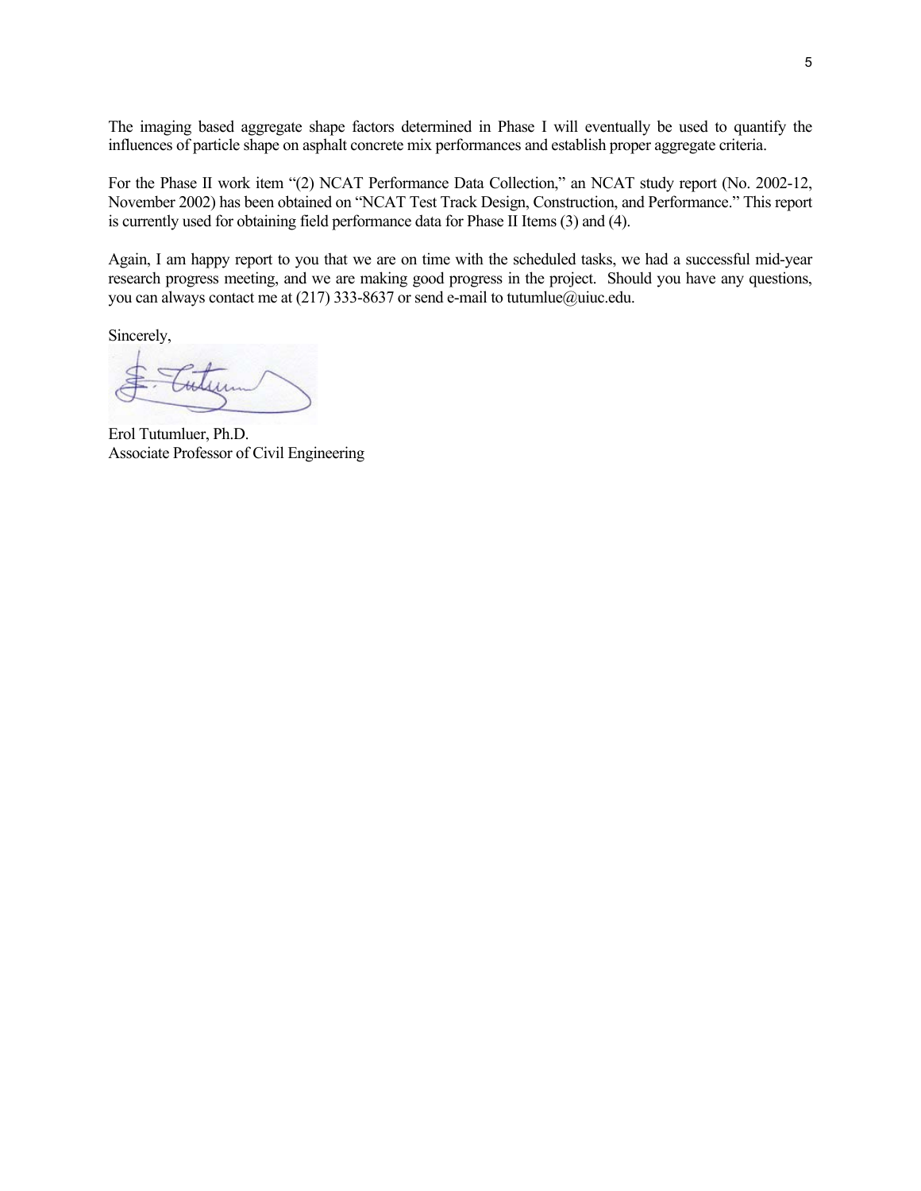The imaging based aggregate shape factors determined in Phase I will eventually be used to quantify the influences of particle shape on asphalt concrete mix performances and establish proper aggregate criteria.

For the Phase II work item "(2) NCAT Performance Data Collection," an NCAT study report (No. 2002-12, November 2002) has been obtained on "NCAT Test Track Design, Construction, and Performance." This report is currently used for obtaining field performance data for Phase II Items (3) and (4).

Again, I am happy report to you that we are on time with the scheduled tasks, we had a successful mid-year research progress meeting, and we are making good progress in the project. Should you have any questions, you can always contact me at (217) 333-8637 or send e-mail to tutumlue@uiuc.edu.

Sincerely,

Erol Tutumluer, Ph.D.
Associate Professor of Civil Engineering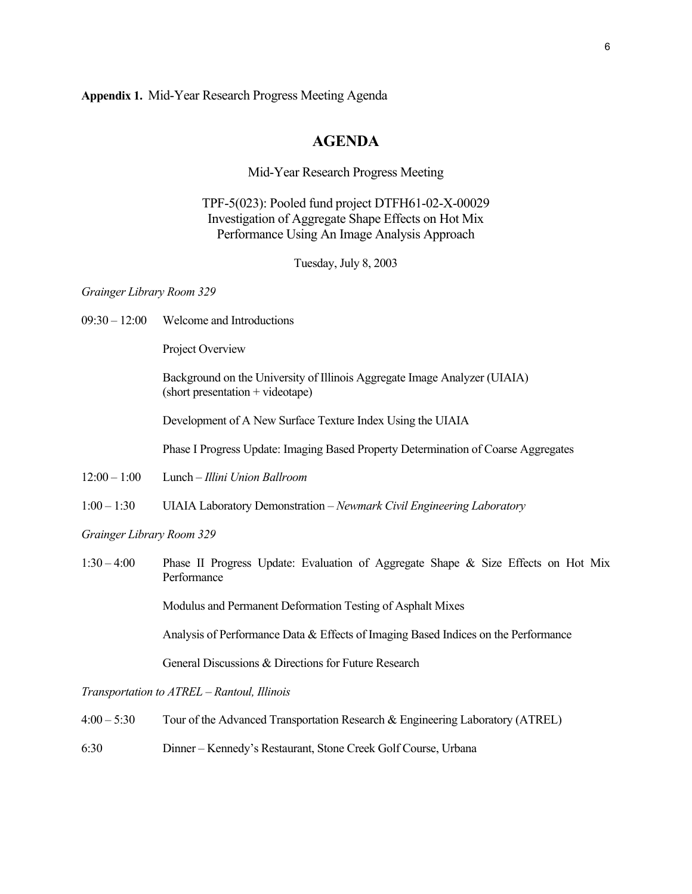**Appendix 1.** Mid-Year Research Progress Meeting Agenda

# AGENDA

Mid-Year Research Progress Meeting

TPF-5(023): Pooled fund project DTFH61-02-X-00029
Investigation of Aggregate Shape Effects on Hot Mix
Performance Using An Image Analysis Approach

Tuesday, July 8, 2003

*Grainger Library Room 329*

09:30 – 12:00 Welcome and Introductions

Project Overview

Background on the University of Illinois Aggregate Image Analyzer (UIAIA) (short presentation + videotape)

Development of A New Surface Texture Index Using the UIAIA

Phase I Progress Update: Imaging Based Property Determination of Coarse Aggregates

12:00 – 1:00 Lunch – *Illini Union Ballroom*

1:00 – 1:30 UIAIA Laboratory Demonstration – *Newmark Civil Engineering Laboratory*

*Grainger Library Room 329*

1:30 – 4:00 Phase II Progress Update: Evaluation of Aggregate Shape & Size Effects on Hot Mix Performance

Modulus and Permanent Deformation Testing of Asphalt Mixes

Analysis of Performance Data & Effects of Imaging Based Indices on the Performance

General Discussions & Directions for Future Research

*Transportation to ATREL – Rantoul, Illinois*

4:00 – 5:30 Tour of the Advanced Transportation Research & Engineering Laboratory (ATREL)

6:30 Dinner – Kennedy's Restaurant, Stone Creek Golf Course, Urbana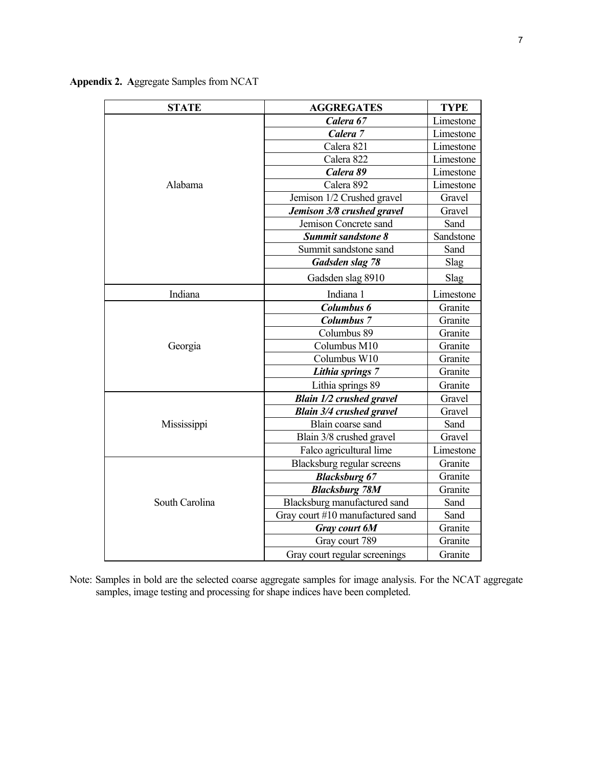**Appendix 2. A**ggregate Samples from NCAT

| STATE | AGGREGATES | TYPE |
|---|---|---|
| Alabama | ***Calera 67*** | Limestone |
| | ***Calera 7*** | Limestone |
| | Calera 821 | Limestone |
| | Calera 822 | Limestone |
| | ***Calera 89*** | Limestone |
| | Calera 892 | Limestone |
| | Jemison 1/2 Crushed gravel | Gravel |
| | ***Jemison 3/8 crushed gravel*** | Gravel |
| | Jemison Concrete sand | Sand |
| | ***Summit sandstone 8*** | Sandstone |
| | Summit sandstone sand | Sand |
| | ***Gadsden slag 78*** | Slag |
| | Gadsden slag 8910 | Slag |
| Indiana | Indiana 1 | Limestone |
| Georgia | ***Columbus 6*** | Granite |
| | ***Columbus 7*** | Granite |
| | Columbus 89 | Granite |
| | Columbus M10 | Granite |
| | Columbus W10 | Granite |
| | ***Lithia springs 7*** | Granite |
| | Lithia springs 89 | Granite |
| Mississippi | ***Blain 1/2 crushed gravel*** | Gravel |
| | ***Blain 3/4 crushed gravel*** | Gravel |
| | Blain coarse sand | Sand |
| | Blain 3/8 crushed gravel | Gravel |
| | Falco agricultural lime | Limestone |
| South Carolina | Blacksburg regular screens | Granite |
| | ***Blacksburg 67*** | Granite |
| | ***Blacksburg 78M*** | Granite |
| | Blacksburg manufactured sand | Sand |
| | Gray court #10 manufactured sand | Sand |
| | ***Gray court 6M*** | Granite |
| | Gray court 789 | Granite |
| | Gray court regular screenings | Granite |

Note: Samples in bold are the selected coarse aggregate samples for image analysis. For the NCAT aggregate samples, image testing and processing for shape indices have been completed.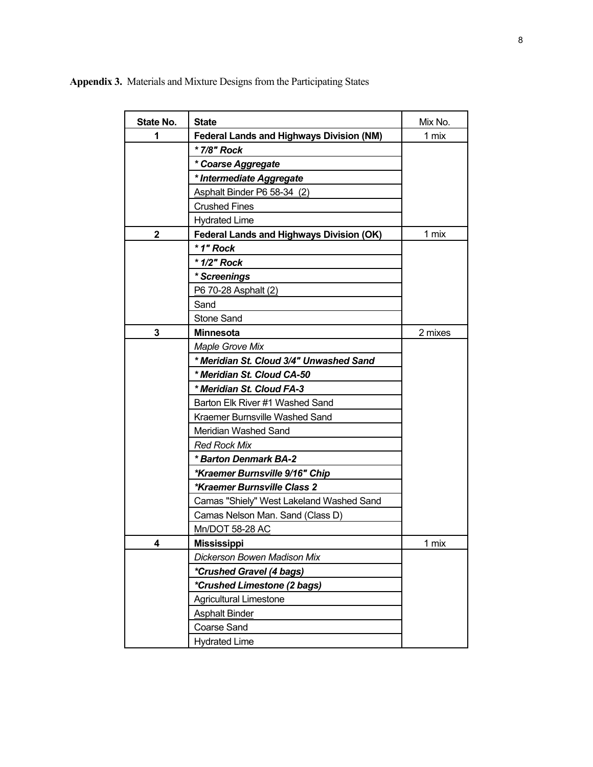**Appendix 3.** Materials and Mixture Designs from the Participating States

| State No. | State | Mix No. |
|---|---|---|
| **1** | **Federal Lands and Highways Division (NM)** | 1 mix |
| | ***\* 7/8" Rock*** | |
| | ***\* Coarse Aggregate*** | |
| | ***\* Intermediate Aggregate*** | |
| | Asphalt Binder P6 58-34 (2) | |
| | Crushed Fines | |
| | Hydrated Lime | |
| **2** | **Federal Lands and Highways Division (OK)** | 1 mix |
| | ***\* 1" Rock*** | |
| | ***\* 1/2" Rock*** | |
| | ***\* Screenings*** | |
| | P6 70-28 Asphalt (2) | |
| | Sand | |
| | Stone Sand | |
| **3** | **Minnesota** | 2 mixes |
| | *Maple Grove Mix* | |
| | ***\* Meridian St. Cloud 3/4" Unwashed Sand*** | |
| | ***\* Meridian St. Cloud CA-50*** | |
| | ***\* Meridian St. Cloud FA-3*** | |
| | Barton Elk River #1 Washed Sand | |
| | Kraemer Burnsville Washed Sand | |
| | Meridian Washed Sand | |
| | *Red Rock Mix* | |
| | ***\* Barton Denmark BA-2*** | |
| | ***\*Kraemer Burnsville 9/16" Chip*** | |
| | ***\*Kraemer Burnsville Class 2*** | |
| | Camas "Shiely" West Lakeland Washed Sand | |
| | Camas Nelson Man. Sand (Class D) | |
| | Mn/DOT 58-28 AC | |
| **4** | **Mississippi** | 1 mix |
| | *Dickerson Bowen Madison Mix* | |
| | ***\*Crushed Gravel (4 bags)*** | |
| | ***\*Crushed Limestone (2 bags)*** | |
| | Agricultural Limestone | |
| | Asphalt Binder | |
| | Coarse Sand | |
| | Hydrated Lime | |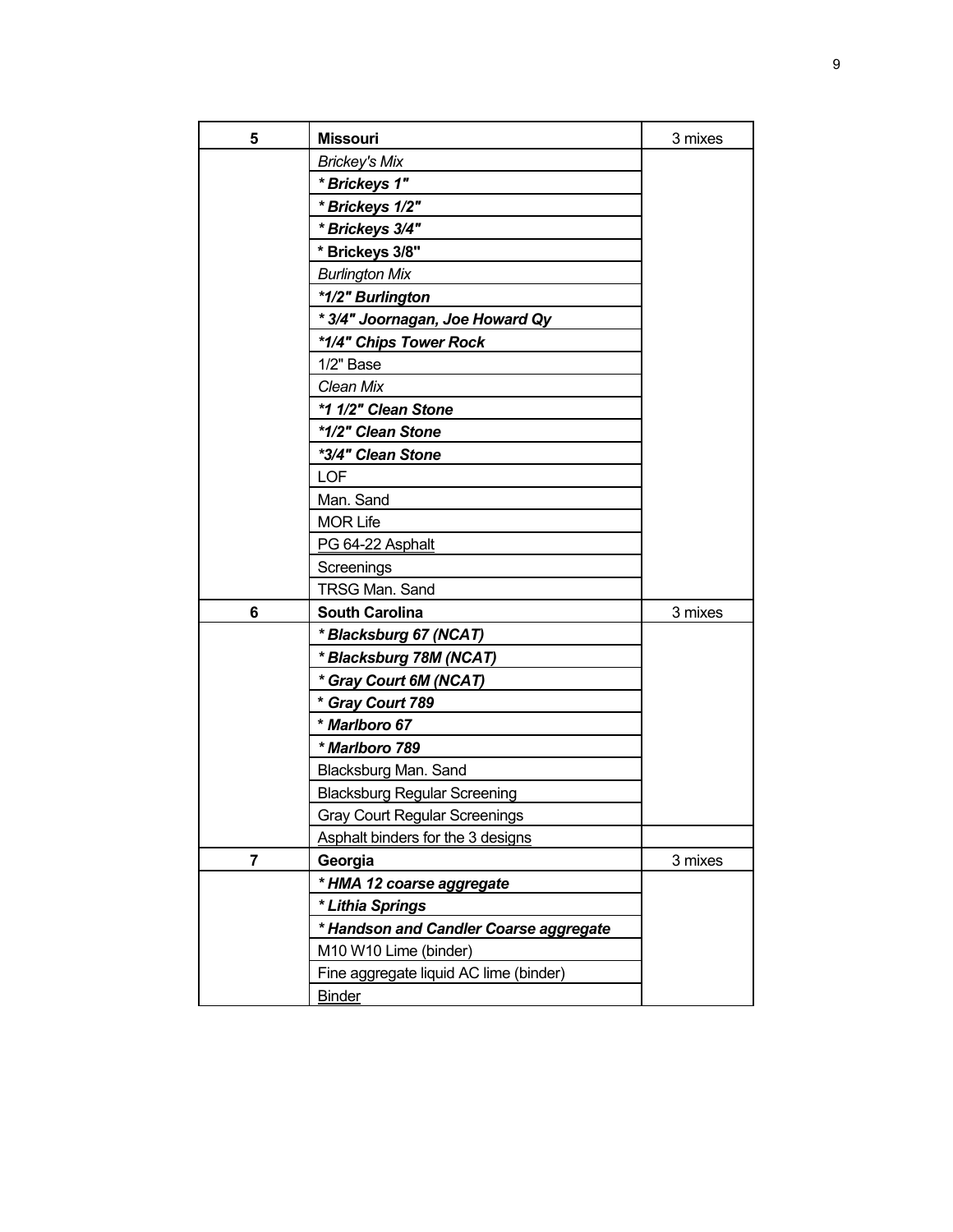| 5 | **Missouri** | 3 mixes |
|---|---|---|
| | *Brickey's Mix* | |
| | ***\* Brickeys 1"*** | |
| | ***\* Brickeys 1/2"*** | |
| | ***\* Brickeys 3/4"*** | |
| | **\* Brickeys 3/8"** | |
| | *Burlington Mix* | |
| | ***\*1/2" Burlington*** | |
| | ***\* 3/4" Joornagan, Joe Howard Qy*** | |
| | ***\*1/4" Chips Tower Rock*** | |
| | 1/2" Base | |
| | *Clean Mix* | |
| | ***\*1 1/2" Clean Stone*** | |
| | ***\*1/2" Clean Stone*** | |
| | ***\*3/4" Clean Stone*** | |
| | LOF | |
| | Man. Sand | |
| | MOR Life | |
| | PG 64-22 Asphalt | |
| | Screenings | |
| | TRSG Man. Sand | |
| **6** | **South Carolina** | 3 mixes |
| | ***\* Blacksburg 67 (NCAT)*** | |
| | ***\* Blacksburg 78M (NCAT)*** | |
| | ***\* Gray Court 6M (NCAT)*** | |
| | ***\* Gray Court 789*** | |
| | ***\* Marlboro 67*** | |
| | ***\* Marlboro 789*** | |
| | Blacksburg Man. Sand | |
| | Blacksburg Regular Screening | |
| | Gray Court Regular Screenings | |
| | Asphalt binders for the 3 designs | |
| **7** | **Georgia** | 3 mixes |
| | ***\* HMA 12 coarse aggregate*** | |
| | ***\* Lithia Springs*** | |
| | ***\* Handson and Candler Coarse aggregate*** | |
| | M10 W10 Lime (binder) | |
| | Fine aggregate liquid AC lime (binder) | |
| | Binder | |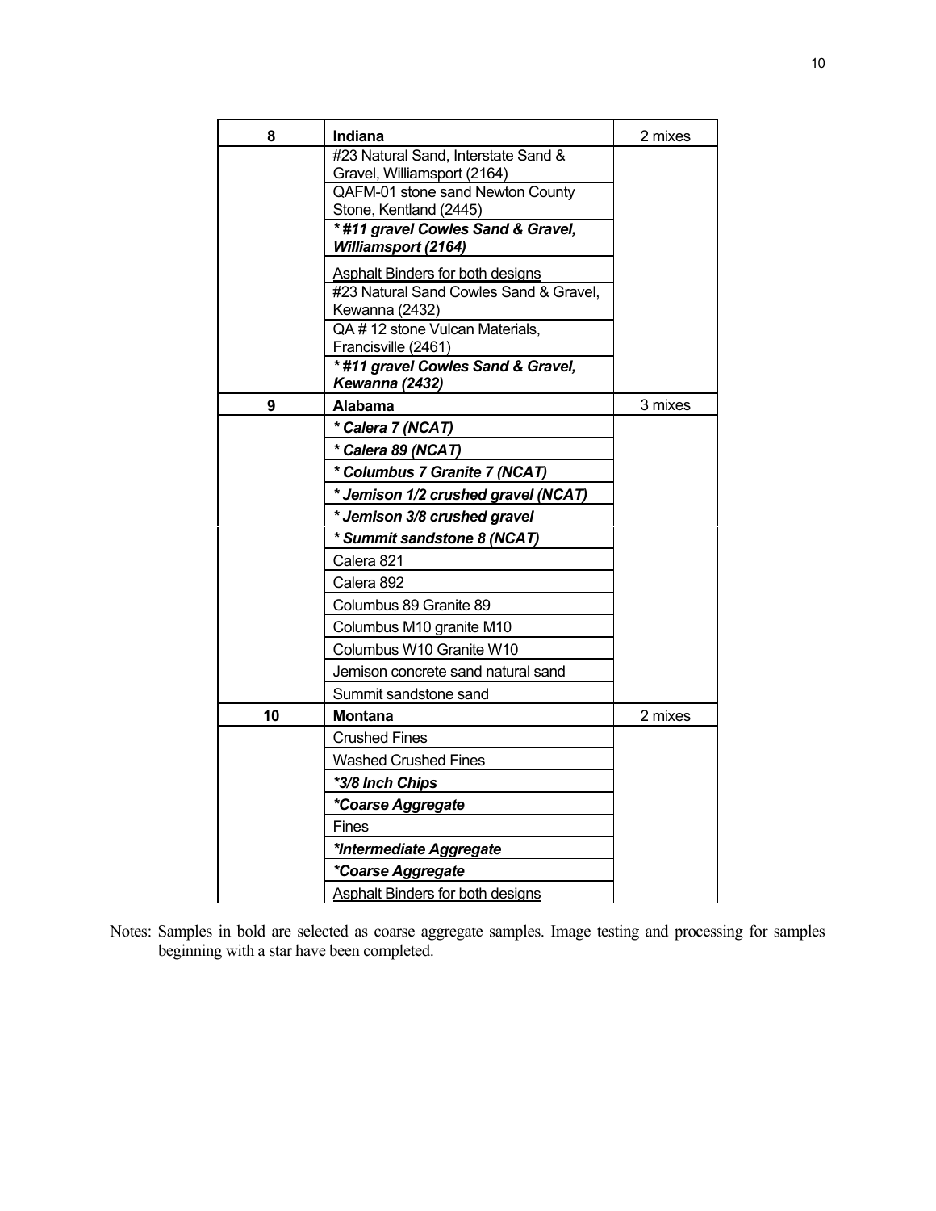| | | |
|---|---|---|
| **8** | **Indiana** | 2 mixes |
| | #23 Natural Sand, Interstate Sand & Gravel, Williamsport (2164) | |
| | QAFM-01 stone sand Newton County Stone, Kentland (2445) | |
| | ***#11 gravel Cowles Sand & Gravel, Williamsport (2164)*** | |
| | Asphalt Binders for both designs | |
| | #23 Natural Sand Cowles Sand & Gravel, Kewanna (2432) | |
| | QA # 12 stone Vulcan Materials, Francisville (2461) | |
| | ***#11 gravel Cowles Sand & Gravel, Kewanna (2432)*** | |
| **9** | **Alabama** | 3 mixes |
| | ***Calera 7 (NCAT)*** | |
| | ***Calera 89 (NCAT)*** | |
| | ***Columbus 7 Granite 7 (NCAT)*** | |
| | ***Jemison 1/2 crushed gravel (NCAT)*** | |
| | ***Jemison 3/8 crushed gravel*** | |
| | ***Summit sandstone 8 (NCAT)*** | |
| | Calera 821 | |
| | Calera 892 | |
| | Columbus 89 Granite 89 | |
| | Columbus M10 granite M10 | |
| | Columbus W10 Granite W10 | |
| | Jemison concrete sand natural sand | |
| | Summit sandstone sand | |
| **10** | **Montana** | 2 mixes |
| | Crushed Fines | |
| | Washed Crushed Fines | |
| | ****3/8 Inch Chips*** | |
| | ****Coarse Aggregate*** | |
| | Fines | |
| | ****Intermediate Aggregate*** | |
| | ****Coarse Aggregate*** | |
| | Asphalt Binders for both designs | |

Notes: Samples in bold are selected as coarse aggregate samples. Image testing and processing for samples beginning with a star have been completed.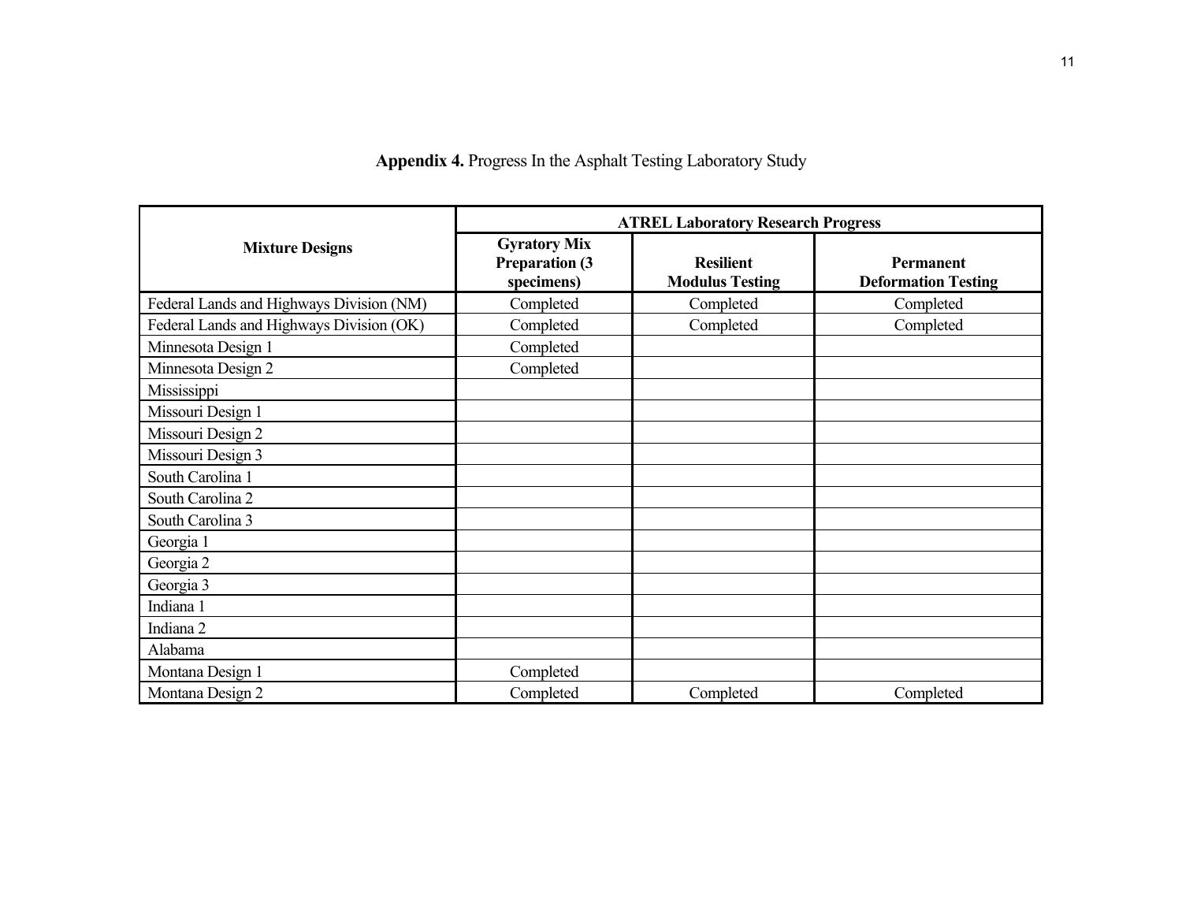**Appendix 4.** Progress In the Asphalt Testing Laboratory Study

| Mixture Designs | ATREL Laboratory Research Progress | | |
|---|---|---|---|
| | Gyratory Mix Preparation (3 specimens) | Resilient Modulus Testing | Permanent Deformation Testing |
| Federal Lands and Highways Division (NM) | Completed | Completed | Completed |
| Federal Lands and Highways Division (OK) | Completed | Completed | Completed |
| Minnesota Design 1 | Completed | | |
| Minnesota Design 2 | Completed | | |
| Mississippi | | | |
| Missouri Design 1 | | | |
| Missouri Design 2 | | | |
| Missouri Design 3 | | | |
| South Carolina 1 | | | |
| South Carolina 2 | | | |
| South Carolina 3 | | | |
| Georgia 1 | | | |
| Georgia 2 | | | |
| Georgia 3 | | | |
| Indiana 1 | | | |
| Indiana 2 | | | |
| Alabama | | | |
| Montana Design 1 | Completed | | |
| Montana Design 2 | Completed | Completed | Completed |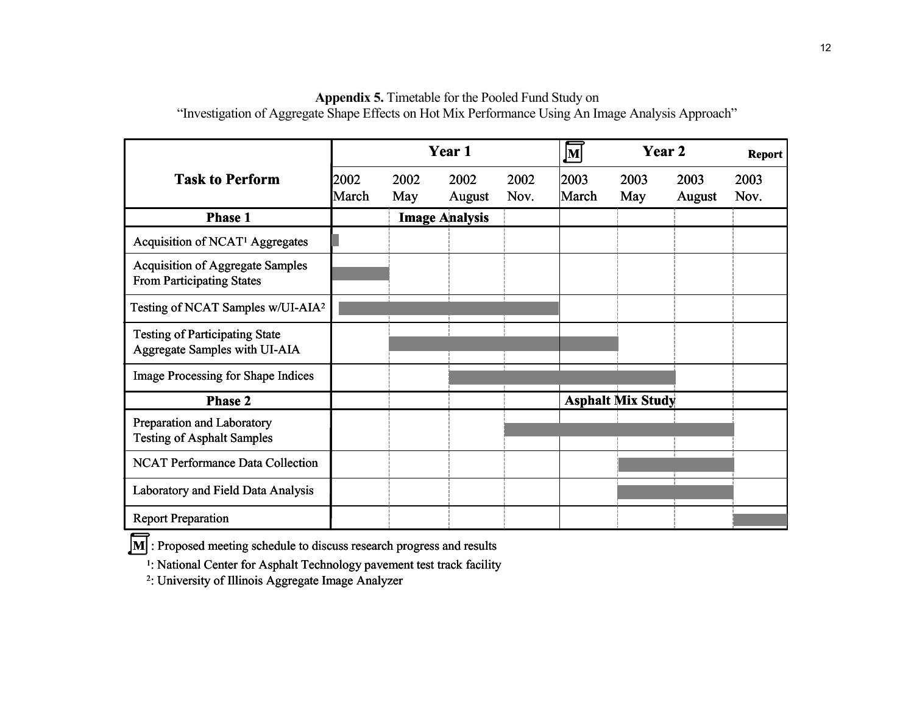**Appendix 5.** Timetable for the Pooled Fund Study on
"Investigation of Aggregate Shape Effects on Hot Mix Performance Using An Image Analysis Approach"

Task to Perform

Year 1

M

Year 2

Report

2002 March

2002 May

2002 August

2002 Nov.

2003 March

2003 May

2003 August

2003 Nov.

Phase 1

Image Analysis

Acquisition of NCAT[1] Aggregates

Acquisition of Aggregate Samples From Participating States

Testing of NCAT Samples w/UI-AIA[2]

Testing of Participating State Aggregate Samples with UI-AIA

Image Processing for Shape Indices

Phase 2

Asphalt Mix Study

Preparation and Laboratory Testing of Asphalt Samples

NCAT Performance Data Collection

Laboratory and Field Data Analysis

Report Preparation

M : Proposed meeting schedule to discuss research progress and results

[1]: National Center for Asphalt Technology pavement test track facility

[2]: University of Illinois Aggregate Image Analyzer